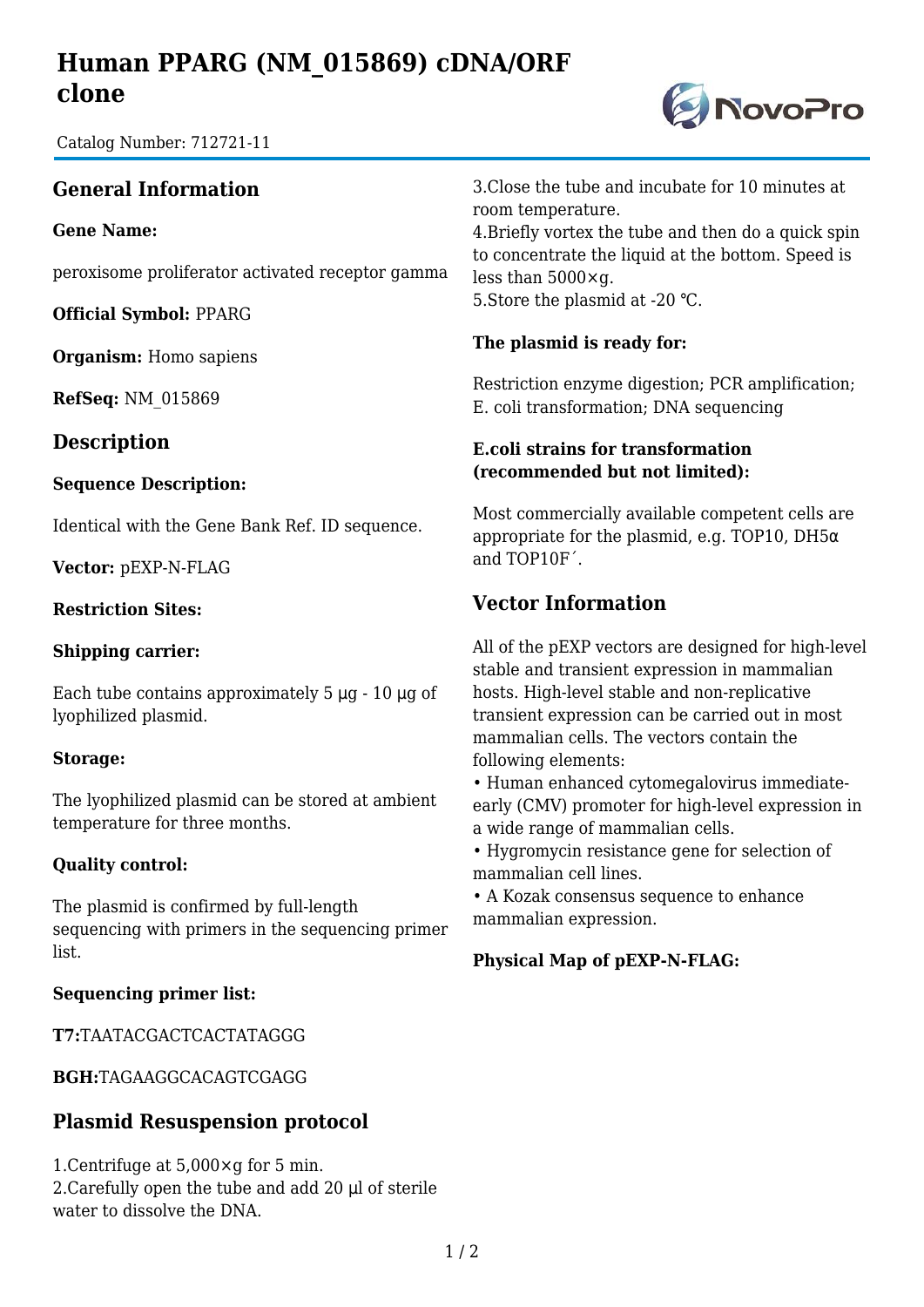# Human PPARG (NM_015869) cDNA/ORF clone

Catalog Number: 712721-11

## General Information

**Gene Name:**

peroxisome proliferator activated receptor gamma

**Official Symbol:** PPARG

**Organism:** Homo sapiens

**RefSeq:** NM_015869

## Description

**Sequence Description:**

Identical with the Gene Bank Ref. ID sequence.

**Vector:** pEXP-N-FLAG

**Restriction Sites:**

**Shipping carrier:**

Each tube contains approximately 5 μg - 10 μg of lyophilized plasmid.

**Storage:**

The lyophilized plasmid can be stored at ambient temperature for three months.

**Quality control:**

The plasmid is confirmed by full-length sequencing with primers in the sequencing primer list.

**Sequencing primer list:**

**T7:**TAATACGACTCACTATAGGG

**BGH:**TAGAAGGCACAGTCGAGG

## Plasmid Resuspension protocol

1.Centrifuge at 5,000×g for 5 min.
2.Carefully open the tube and add 20 μl of sterile water to dissolve the DNA.
3.Close the tube and incubate for 10 minutes at room temperature.
4.Briefly vortex the tube and then do a quick spin to concentrate the liquid at the bottom. Speed is less than 5000×g.
5.Store the plasmid at -20 ℃.

**The plasmid is ready for:**

Restriction enzyme digestion; PCR amplification; E. coli transformation; DNA sequencing

**E.coli strains for transformation (recommended but not limited):**

Most commercially available competent cells are appropriate for the plasmid, e.g. TOP10, DH5α and TOP10F´.

## Vector Information

All of the pEXP vectors are designed for high-level stable and transient expression in mammalian hosts. High-level stable and non-replicative transient expression can be carried out in most mammalian cells. The vectors contain the following elements:

- Human enhanced cytomegalovirus immediate-early (CMV) promoter for high-level expression in a wide range of mammalian cells.
- Hygromycin resistance gene for selection of mammalian cell lines.
- A Kozak consensus sequence to enhance mammalian expression.

**Physical Map of pEXP-N-FLAG:**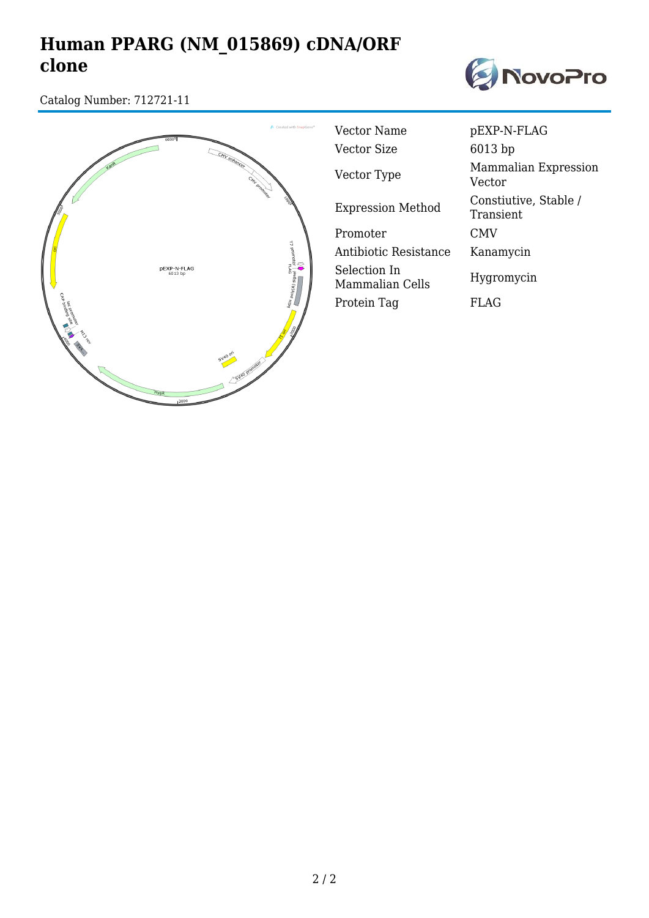# Human PPARG (NM_015869) cDNA/ORF clone

Catalog Number: 712721-11

Created with SnapGene®

pEXP-N-FLAG
6013 bp

6000
CMV enhancer
CMV promoter
1000
T7 promoter
FLAG
bGH poly(A) signal
f1 ori
2000
SV40 ori
SV40 promoter
HygR
3000
SV40
M13 rev
lac promoter
CAP binding site
ori
5000
KanR

| | |
|---|---|
| Vector Name | pEXP-N-FLAG |
| Vector Size | 6013 bp |
| Vector Type | Mammalian Expression Vector |
| Expression Method | Constiutive, Stable / Transient |
| Promoter | CMV |
| Antibiotic Resistance | Kanamycin |
| Selection In Mammalian Cells | Hygromycin |
| Protein Tag | FLAG |